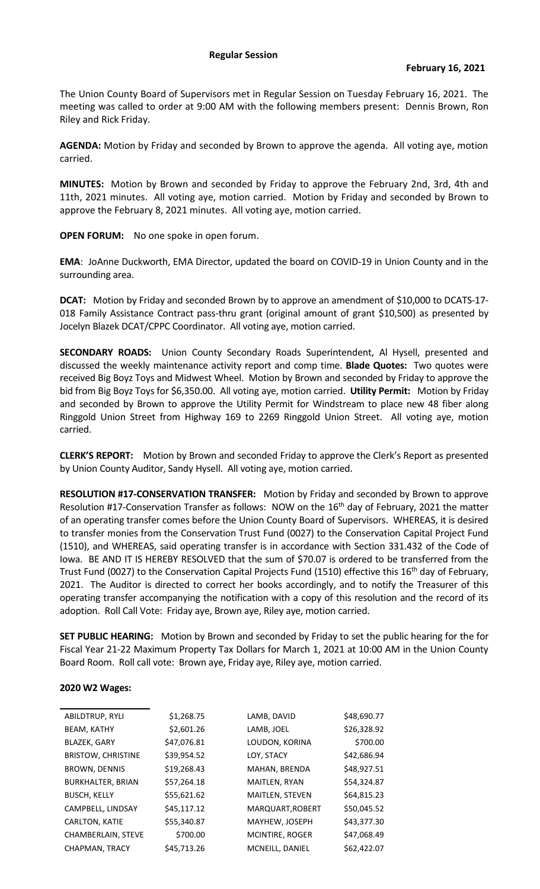# Regular Session

**February 16, 2021**

The Union County Board of Supervisors met in Regular Session on Tuesday February 16, 2021. The meeting was called to order at 9:00 AM with the following members present: Dennis Brown, Ron Riley and Rick Friday.

**AGENDA:** Motion by Friday and seconded by Brown to approve the agenda. All voting aye, motion carried.

**MINUTES:** Motion by Brown and seconded by Friday to approve the February 2nd, 3rd, 4th and 11th, 2021 minutes. All voting aye, motion carried. Motion by Friday and seconded by Brown to approve the February 8, 2021 minutes. All voting aye, motion carried.

**OPEN FORUM:** No one spoke in open forum.

**EMA**: JoAnne Duckworth, EMA Director, updated the board on COVID-19 in Union County and in the surrounding area.

**DCAT:** Motion by Friday and seconded Brown by to approve an amendment of $10,000 to DCATS-17-018 Family Assistance Contract pass-thru grant (original amount of grant $10,500) as presented by Jocelyn Blazek DCAT/CPPC Coordinator. All voting aye, motion carried.

**SECONDARY ROADS:** Union County Secondary Roads Superintendent, Al Hysell, presented and discussed the weekly maintenance activity report and comp time. **Blade Quotes:** Two quotes were received Big Boyz Toys and Midwest Wheel. Motion by Brown and seconded by Friday to approve the bid from Big Boyz Toys for $6,350.00. All voting aye, motion carried. **Utility Permit:** Motion by Friday and seconded by Brown to approve the Utility Permit for Windstream to place new 48 fiber along Ringgold Union Street from Highway 169 to 2269 Ringgold Union Street. All voting aye, motion carried.

**CLERK'S REPORT:** Motion by Brown and seconded Friday to approve the Clerk's Report as presented by Union County Auditor, Sandy Hysell. All voting aye, motion carried.

**RESOLUTION #17-CONSERVATION TRANSFER:** Motion by Friday and seconded by Brown to approve Resolution #17-Conservation Transfer as follows: NOW on the 16th day of February, 2021 the matter of an operating transfer comes before the Union County Board of Supervisors. WHEREAS, it is desired to transfer monies from the Conservation Trust Fund (0027) to the Conservation Capital Project Fund (1510), and WHEREAS, said operating transfer is in accordance with Section 331.432 of the Code of Iowa. BE AND IT IS HEREBY RESOLVED that the sum of $70.07 is ordered to be transferred from the Trust Fund (0027) to the Conservation Capital Projects Fund (1510) effective this 16th day of February, 2021. The Auditor is directed to correct her books accordingly, and to notify the Treasurer of this operating transfer accompanying the notification with a copy of this resolution and the record of its adoption. Roll Call Vote: Friday aye, Brown aye, Riley aye, motion carried.

**SET PUBLIC HEARING:** Motion by Brown and seconded by Friday to set the public hearing for the for Fiscal Year 21-22 Maximum Property Tax Dollars for March 1, 2021 at 10:00 AM in the Union County Board Room. Roll call vote: Brown aye, Friday aye, Riley aye, motion carried.

**2020 W2 Wages:**

| | | | |
|---|---|---|---|
| ABILDTRUP, RYLI | $1,268.75 | LAMB, DAVID | $48,690.77 |
| BEAM, KATHY | $2,601.26 | LAMB, JOEL | $26,328.92 |
| BLAZEK, GARY | $47,076.81 | LOUDON, KORINA | $700.00 |
| BRISTOW, CHRISTINE | $39,954.52 | LOY, STACY | $42,686.94 |
| BROWN, DENNIS | $19,268.43 | MAHAN, BRENDA | $48,927.51 |
| BURKHALTER, BRIAN | $57,264.18 | MAITLEN, RYAN | $54,324.87 |
| BUSCH, KELLY | $55,621.62 | MAITLEN, STEVEN | $64,815.23 |
| CAMPBELL, LINDSAY | $45,117.12 | MARQUART,ROBERT | $50,045.52 |
| CARLTON, KATIE | $55,340.87 | MAYHEW, JOSEPH | $43,377.30 |
| CHAMBERLAIN, STEVE | $700.00 | MCINTIRE, ROGER | $47,068.49 |
| CHAPMAN, TRACY | $45,713.26 | MCNEILL, DANIEL | $62,422.07 |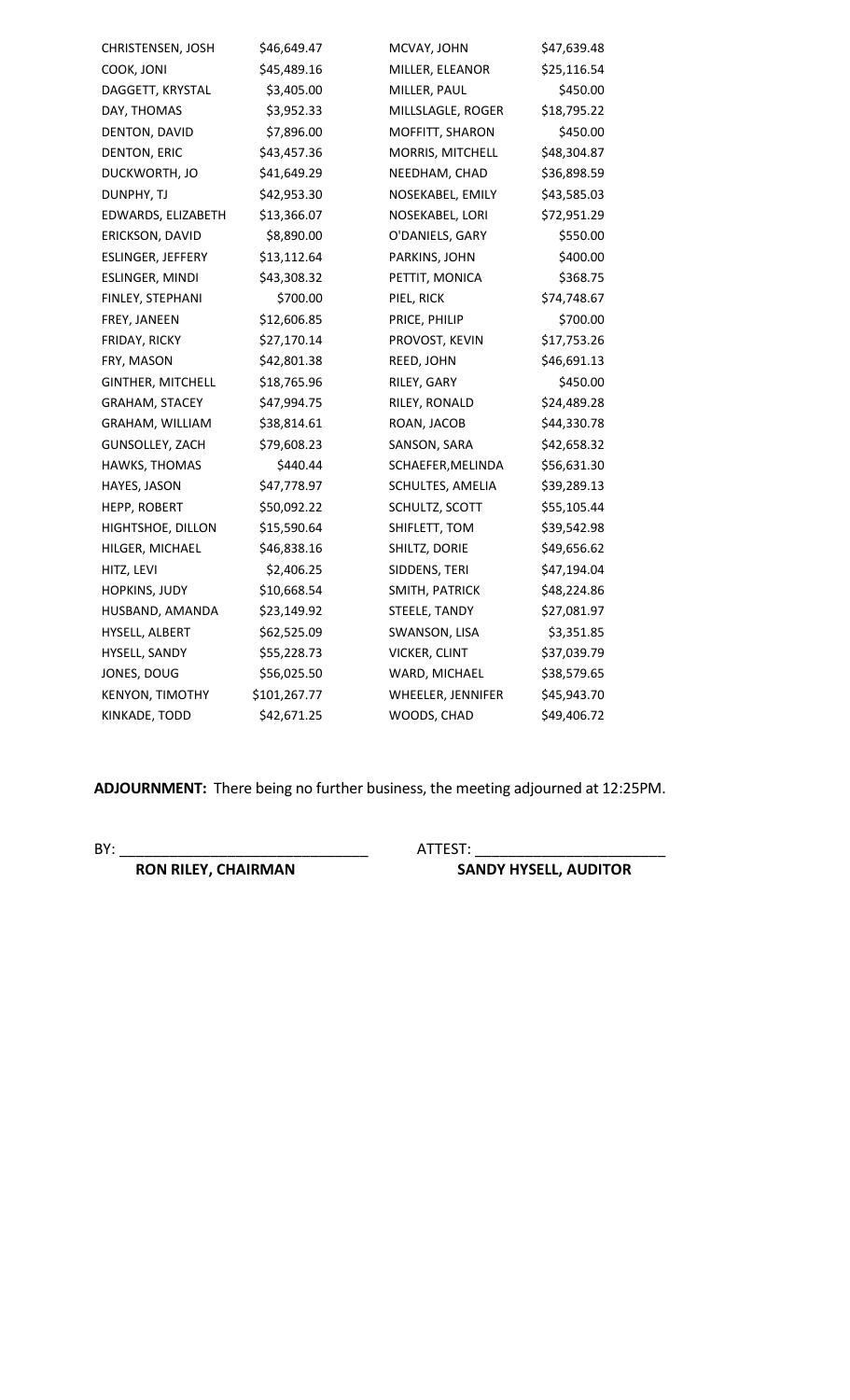| | | | |
|---|---|---|---|
| CHRISTENSEN, JOSH | $46,649.47 | MCVAY, JOHN | $47,639.48 |
| COOK, JONI | $45,489.16 | MILLER, ELEANOR | $25,116.54 |
| DAGGETT, KRYSTAL | $3,405.00 | MILLER, PAUL | $450.00 |
| DAY, THOMAS | $3,952.33 | MILLSLAGLE, ROGER | $18,795.22 |
| DENTON, DAVID | $7,896.00 | MOFFITT, SHARON | $450.00 |
| DENTON, ERIC | $43,457.36 | MORRIS, MITCHELL | $48,304.87 |
| DUCKWORTH, JO | $41,649.29 | NEEDHAM, CHAD | $36,898.59 |
| DUNPHY, TJ | $42,953.30 | NOSEKABEL, EMILY | $43,585.03 |
| EDWARDS, ELIZABETH | $13,366.07 | NOSEKABEL, LORI | $72,951.29 |
| ERICKSON, DAVID | $8,890.00 | O'DANIELS, GARY | $550.00 |
| ESLINGER, JEFFERY | $13,112.64 | PARKINS, JOHN | $400.00 |
| ESLINGER, MINDI | $43,308.32 | PETTIT, MONICA | $368.75 |
| FINLEY, STEPHANI | $700.00 | PIEL, RICK | $74,748.67 |
| FREY, JANEEN | $12,606.85 | PRICE, PHILIP | $700.00 |
| FRIDAY, RICKY | $27,170.14 | PROVOST, KEVIN | $17,753.26 |
| FRY, MASON | $42,801.38 | REED, JOHN | $46,691.13 |
| GINTHER, MITCHELL | $18,765.96 | RILEY, GARY | $450.00 |
| GRAHAM, STACEY | $47,994.75 | RILEY, RONALD | $24,489.28 |
| GRAHAM, WILLIAM | $38,814.61 | ROAN, JACOB | $44,330.78 |
| GUNSOLLEY, ZACH | $79,608.23 | SANSON, SARA | $42,658.32 |
| HAWKS, THOMAS | $440.44 | SCHAEFER,MELINDA | $56,631.30 |
| HAYES, JASON | $47,778.97 | SCHULTES, AMELIA | $39,289.13 |
| HEPP, ROBERT | $50,092.22 | SCHULTZ, SCOTT | $55,105.44 |
| HIGHTSHOE, DILLON | $15,590.64 | SHIFLETT, TOM | $39,542.98 |
| HILGER, MICHAEL | $46,838.16 | SHILTZ, DORIE | $49,656.62 |
| HITZ, LEVI | $2,406.25 | SIDDENS, TERI | $47,194.04 |
| HOPKINS, JUDY | $10,668.54 | SMITH, PATRICK | $48,224.86 |
| HUSBAND, AMANDA | $23,149.92 | STEELE, TANDY | $27,081.97 |
| HYSELL, ALBERT | $62,525.09 | SWANSON, LISA | $3,351.85 |
| HYSELL, SANDY | $55,228.73 | VICKER, CLINT | $37,039.79 |
| JONES, DOUG | $56,025.50 | WARD, MICHAEL | $38,579.65 |
| KENYON, TIMOTHY | $101,267.77 | WHEELER, JENNIFER | $45,943.70 |
| KINKADE, TODD | $42,671.25 | WOODS, CHAD | $49,406.72 |

**ADJOURNMENT:** There being no further business, the meeting adjourned at 12:25PM.

BY: ______________________________ ATTEST: ______________________

**RON RILEY, CHAIRMAN** **SANDY HYSELL, AUDITOR**